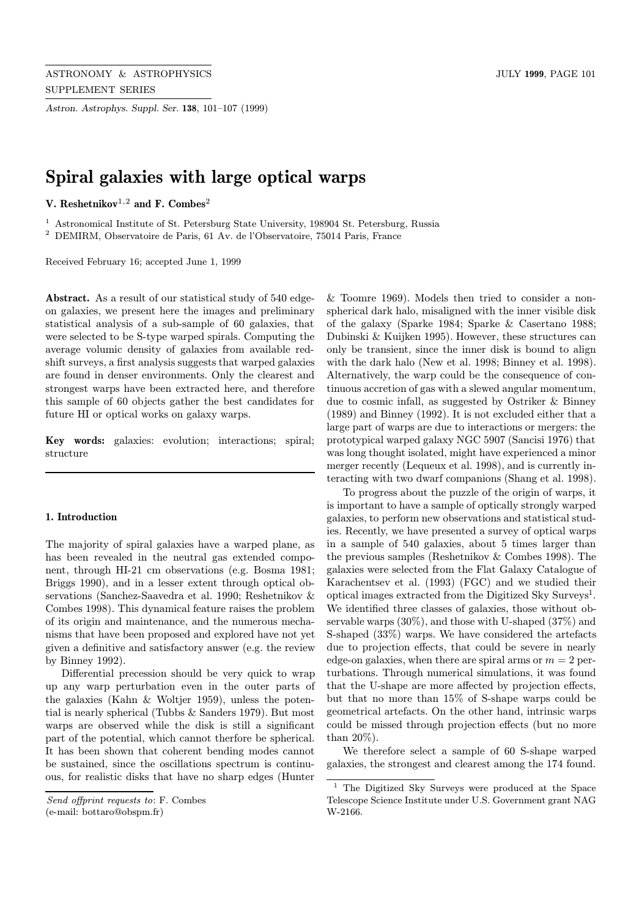# Spiral galaxies with large optical warps

**V. Reshetnikov**[1,2] **and F. Combes**[2]

[1] Astronomical Institute of St. Petersburg State University, 198904 St. Petersburg, Russia

[2] DEMIRM, Observatoire de Paris, 61 Av. de l'Observatoire, 75014 Paris, France

Received February 16; accepted June 1, 1999

**Abstract.** As a result of our statistical study of 540 edge-on galaxies, we present here the images and preliminary statistical analysis of a sub-sample of 60 galaxies, that were selected to be S-type warped spirals. Computing the average volumic density of galaxies from available redshift surveys, a first analysis suggests that warped galaxies are found in denser environments. Only the clearest and strongest warps have been extracted here, and therefore this sample of 60 objects gather the best candidates for future HI or optical works on galaxy warps.

**Key words:** galaxies: evolution; interactions; spiral; structure

## 1. Introduction

The majority of spiral galaxies have a warped plane, as has been revealed in the neutral gas extended component, through HI-21 cm observations (e.g. Bosma 1981; Briggs 1990), and in a lesser extent through optical observations (Sanchez-Saavedra et al. 1990; Reshetnikov & Combes 1998). This dynamical feature raises the problem of its origin and maintenance, and the numerous mechanisms that have been proposed and explored have not yet given a definitive and satisfactory answer (e.g. the review by Binney 1992).

Differential precession should be very quick to wrap up any warp perturbation even in the outer parts of the galaxies (Kahn & Woltjer 1959), unless the potential is nearly spherical (Tubbs & Sanders 1979). But most warps are observed while the disk is still a significant part of the potential, which cannot therfore be spherical. It has been shown that coherent bending modes cannot be sustained, since the oscillations spectrum is continuous, for realistic disks that have no sharp edges (Hunter & Toomre 1969). Models then tried to consider a non-spherical dark halo, misaligned with the inner visible disk of the galaxy (Sparke 1984; Sparke & Casertano 1988; Dubinski & Kuijken 1995). However, these structures can only be transient, since the inner disk is bound to align with the dark halo (New et al. 1998; Binney et al. 1998). Alternatively, the warp could be the consequence of continuous accretion of gas with a slewed angular momentum, due to cosmic infall, as suggested by Ostriker & Binney (1989) and Binney (1992). It is not excluded either that a large part of warps are due to interactions or mergers: the prototypical warped galaxy NGC 5907 (Sancisi 1976) that was long thought isolated, might have experienced a minor merger recently (Lequeux et al. 1998), and is currently interacting with two dwarf companions (Shang et al. 1998).

To progress about the puzzle of the origin of warps, it is important to have a sample of optically strongly warped galaxies, to perform new observations and statistical studies. Recently, we have presented a survey of optical warps in a sample of 540 galaxies, about 5 times larger than the previous samples (Reshetnikov & Combes 1998). The galaxies were selected from the Flat Galaxy Catalogue of Karachentsev et al. (1993) (FGC) and we studied their optical images extracted from the Digitized Sky Surveys[1]. We identified three classes of galaxies, those without observable warps (30%), and those with U-shaped (37%) and S-shaped (33%) warps. We have considered the artefacts due to projection effects, that could be severe in nearly edge-on galaxies, when there are spiral arms or $m = 2$ perturbations. Through numerical simulations, it was found that the U-shape are more affected by projection effects, but that no more than 15% of S-shape warps could be geometrical artefacts. On the other hand, intrinsic warps could be missed through projection effects (but no more than 20%).

We therefore select a sample of 60 S-shape warped galaxies, the strongest and clearest among the 174 found.

*Send offprint requests to*: F. Combes
(e-mail: bottaro@obspm.fr)

[1] The Digitized Sky Surveys were produced at the Space Telescope Science Institute under U.S. Government grant NAG W-2166.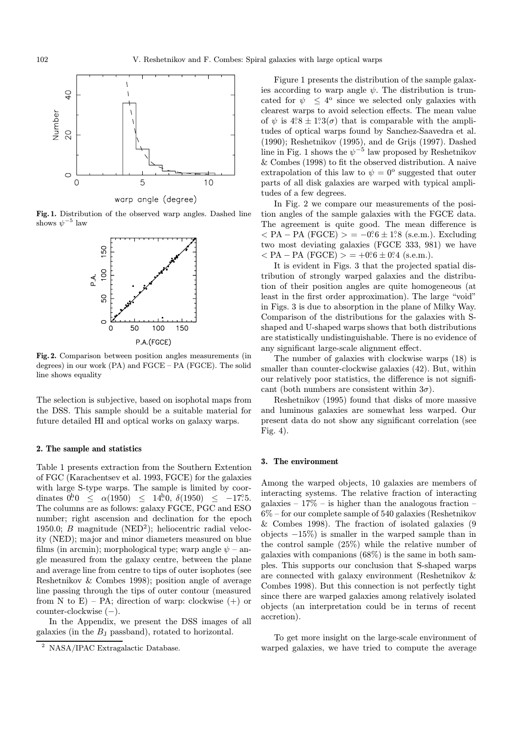Number

40

20

0

0

5

10

warp angle (degree)

**Fig. 1.** Distribution of the observed warp angles. Dashed line shows $\psi^{-5}$ law

P.A.

150

100

50

0

0

50

100

150

P.A.(FGCE)

**Fig. 2.** Comparison between position angles measurements (in degrees) in our work (PA) and FGCE – PA (FGCE). The solid line shows equality

The selection is subjective, based on isophotal maps from the DSS. This sample should be a suitable material for future detailed HI and optical works on galaxy warps.

## 2. The sample and statistics

Table 1 presents extraction from the Southern Extention of FGC (Karachentsev et al. 1993, FGCE) for the galaxies with large S-type warps. The sample is limited by coordinates $0^{\rm h}.0 \leq \alpha(1950) \leq 14^{\rm h}.0$, $\delta(1950) \leq -17^\circ.5$. The columns are as follows: galaxy FGCE, PGC and ESO number; right ascension and declination for the epoch 1950.0; $B$ magnitude (NED[2]); heliocentric radial velocity (NED); major and minor diameters measured on blue films (in arcmin); morphological type; warp angle $\psi$ – angle measured from the galaxy centre, between the plane and average line from centre to tips of outer isophotes (see Reshetnikov & Combes 1998); position angle of average line passing through the tips of outer contour (measured from N to E) – PA; direction of warp: clockwise (+) or counter-clockwise (−).

In the Appendix, we present the DSS images of all galaxies (in the $B_{\rm J}$ passband), rotated to horizontal.

[2] NASA/IPAC Extragalactic Database.

Figure 1 presents the distribution of the sample galaxies according to warp angle $\psi$. The distribution is truncated for $\psi \leq 4^{\rm o}$ since we selected only galaxies with clearest warps to avoid selection effects. The mean value of $\psi$ is $4^\circ.8 \pm 1^\circ.3(\sigma)$ that is comparable with the amplitudes of optical warps found by Sanchez-Saavedra et al. (1990); Reshetnikov (1995), and de Grijs (1997). Dashed line in Fig. 1 shows the $\psi^{-5}$ law proposed by Reshetnikov & Combes (1998) to fit the observed distribution. A naive extrapolation of this law to $\psi = 0^{\rm o}$ suggested that outer parts of all disk galaxies are warped with typical amplitudes of a few degrees.

In Fig. 2 we compare our measurements of the position angles of the sample galaxies with the FGCE data. The agreement is quite good. The mean difference is $<$ PA − PA (FGCE) $> = -0^\circ.6 \pm 1^\circ.8$ (s.e.m.). Excluding two most deviating galaxies (FGCE 333, 981) we have $<$ PA − PA (FGCE) $> = +0^\circ.6 \pm 0^\circ.4$ (s.e.m.).

It is evident in Figs. 3 that the projected spatial distribution of strongly warped galaxies and the distribution of their position angles are quite homogeneous (at least in the first order approximation). The large "void" in Figs. 3 is due to absorption in the plane of Milky Way. Comparison of the distributions for the galaxies with S-shaped and U-shaped warps shows that both distributions are statistically undistinguishable. There is no evidence of any significant large-scale alignment effect.

The number of galaxies with clockwise warps (18) is smaller than counter-clockwise galaxies (42). But, within our relatively poor statistics, the difference is not significant (both numbers are consistent within $3\sigma$).

Reshetnikov (1995) found that disks of more massive and luminous galaxies are somewhat less warped. Our present data do not show any significant correlation (see Fig. 4).

## 3. The environment

Among the warped objects, 10 galaxies are members of interacting systems. The relative fraction of interacting galaxies – 17% – is higher than the analogous fraction – 6% – for our complete sample of 540 galaxies (Reshetnikov & Combes 1998). The fraction of isolated galaxies (9 objects −15%) is smaller in the warped sample than in the control sample (25%) while the relative number of galaxies with companions (68%) is the same in both samples. This supports our conclusion that S-shaped warps are connected with galaxy environment (Reshetnikov & Combes 1998). But this connection is not perfectly tight since there are warped galaxies among relatively isolated objects (an interpretation could be in terms of recent accretion).

To get more insight on the large-scale environment of warped galaxies, we have tried to compute the average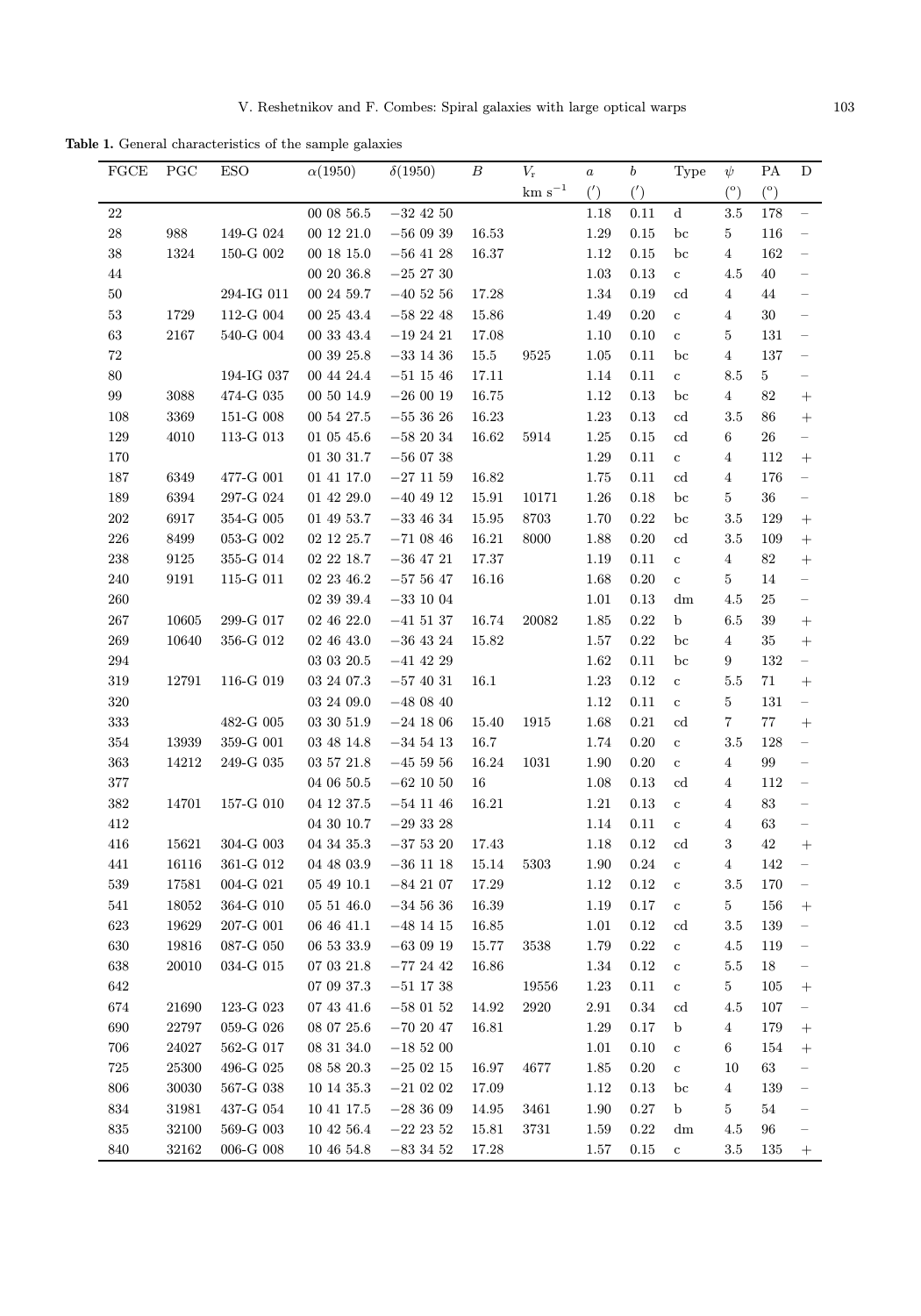**Table 1.** General characteristics of the sample galaxies

| FGCE | PGC | ESO | $\alpha(1950)$ | $\delta(1950)$ | $B$ | $V_{\rm r}$ | $a$ | $b$ | Type | $\psi$ | PA | D |
|---|---|---|---|---|---|---|---|---|---|---|---|---|
| | | | | | | km s$^{-1}$ | ($'$) | ($'$) | | ($^\circ$) | ($^\circ$) | |
| 22 | | | 00 08 56.5 | −32 42 50 | | | 1.18 | 0.11 | d | 3.5 | 178 | − |
| 28 | 988 | 149-G 024 | 00 12 21.0 | −56 09 39 | 16.53 | | 1.29 | 0.15 | bc | 5 | 116 | − |
| 38 | 1324 | 150-G 002 | 00 18 15.0 | −56 41 28 | 16.37 | | 1.12 | 0.15 | bc | 4 | 162 | − |
| 44 | | | 00 20 36.8 | −25 27 30 | | | 1.03 | 0.13 | c | 4.5 | 40 | − |
| 50 | | 294-IG 011 | 00 24 59.7 | −40 52 56 | 17.28 | | 1.34 | 0.19 | cd | 4 | 44 | − |
| 53 | 1729 | 112-G 004 | 00 25 43.4 | −58 22 48 | 15.86 | | 1.49 | 0.20 | c | 4 | 30 | − |
| 63 | 2167 | 540-G 004 | 00 33 43.4 | −19 24 21 | 17.08 | | 1.10 | 0.10 | c | 5 | 131 | − |
| 72 | | | 00 39 25.8 | −33 14 36 | 15.5 | 9525 | 1.05 | 0.11 | bc | 4 | 137 | − |
| 80 | | 194-IG 037 | 00 44 24.4 | −51 15 46 | 17.11 | | 1.14 | 0.11 | c | 8.5 | 5 | − |
| 99 | 3088 | 474-G 035 | 00 50 14.9 | −26 00 19 | 16.75 | | 1.12 | 0.13 | bc | 4 | 82 | + |
| 108 | 3369 | 151-G 008 | 00 54 27.5 | −55 36 26 | 16.23 | | 1.23 | 0.13 | cd | 3.5 | 86 | + |
| 129 | 4010 | 113-G 013 | 01 05 45.6 | −58 20 34 | 16.62 | 5914 | 1.25 | 0.15 | cd | 6 | 26 | − |
| 170 | | | 01 30 31.7 | −56 07 38 | | | 1.29 | 0.11 | c | 4 | 112 | + |
| 187 | 6349 | 477-G 001 | 01 41 17.0 | −27 11 59 | 16.82 | | 1.75 | 0.11 | cd | 4 | 176 | − |
| 189 | 6394 | 297-G 024 | 01 42 29.0 | −40 49 12 | 15.91 | 10171 | 1.26 | 0.18 | bc | 5 | 36 | − |
| 202 | 6917 | 354-G 005 | 01 49 53.7 | −33 46 34 | 15.95 | 8703 | 1.70 | 0.22 | bc | 3.5 | 129 | + |
| 226 | 8499 | 053-G 002 | 02 12 25.7 | −71 08 46 | 16.21 | 8000 | 1.88 | 0.20 | cd | 3.5 | 109 | + |
| 238 | 9125 | 355-G 014 | 02 22 18.7 | −36 47 21 | 17.37 | | 1.19 | 0.11 | c | 4 | 82 | + |
| 240 | 9191 | 115-G 011 | 02 23 46.2 | −57 56 47 | 16.16 | | 1.68 | 0.20 | c | 5 | 14 | − |
| 260 | | | 02 39 39.4 | −33 10 04 | | | 1.01 | 0.13 | dm | 4.5 | 25 | − |
| 267 | 10605 | 299-G 017 | 02 46 22.0 | −41 51 37 | 16.74 | 20082 | 1.85 | 0.22 | b | 6.5 | 39 | + |
| 269 | 10640 | 356-G 012 | 02 46 43.0 | −36 43 24 | 15.82 | | 1.57 | 0.22 | bc | 4 | 35 | + |
| 294 | | | 03 03 20.5 | −41 42 29 | | | 1.62 | 0.11 | bc | 9 | 132 | − |
| 319 | 12791 | 116-G 019 | 03 24 07.3 | −57 40 31 | 16.1 | | 1.23 | 0.12 | c | 5.5 | 71 | + |
| 320 | | | 03 24 09.0 | −48 08 40 | | | 1.12 | 0.11 | c | 5 | 131 | − |
| 333 | | 482-G 005 | 03 30 51.9 | −24 18 06 | 15.40 | 1915 | 1.68 | 0.21 | cd | 7 | 77 | + |
| 354 | 13939 | 359-G 001 | 03 48 14.8 | −34 54 13 | 16.7 | | 1.74 | 0.20 | c | 3.5 | 128 | − |
| 363 | 14212 | 249-G 035 | 03 57 21.8 | −45 59 56 | 16.24 | 1031 | 1.90 | 0.20 | c | 4 | 99 | − |
| 377 | | | 04 06 50.5 | −62 10 50 | 16 | | 1.08 | 0.13 | cd | 4 | 112 | − |
| 382 | 14701 | 157-G 010 | 04 12 37.5 | −54 11 46 | 16.21 | | 1.21 | 0.13 | c | 4 | 83 | − |
| 412 | | | 04 30 10.7 | −29 33 28 | | | 1.14 | 0.11 | c | 4 | 63 | − |
| 416 | 15621 | 304-G 003 | 04 34 35.3 | −37 53 20 | 17.43 | | 1.18 | 0.12 | cd | 3 | 42 | + |
| 441 | 16116 | 361-G 012 | 04 48 03.9 | −36 11 18 | 15.14 | 5303 | 1.90 | 0.24 | c | 4 | 142 | − |
| 539 | 17581 | 004-G 021 | 05 49 10.1 | −84 21 07 | 17.29 | | 1.12 | 0.12 | c | 3.5 | 170 | − |
| 541 | 18052 | 364-G 010 | 05 51 46.0 | −34 56 36 | 16.39 | | 1.19 | 0.17 | c | 5 | 156 | + |
| 623 | 19629 | 207-G 001 | 06 46 41.1 | −48 14 15 | 16.85 | | 1.01 | 0.12 | cd | 3.5 | 139 | − |
| 630 | 19816 | 087-G 050 | 06 53 33.9 | −63 09 19 | 15.77 | 3538 | 1.79 | 0.22 | c | 4.5 | 119 | − |
| 638 | 20010 | 034-G 015 | 07 03 21.8 | −77 24 42 | 16.86 | | 1.34 | 0.12 | c | 5.5 | 18 | − |
| 642 | | | 07 09 37.3 | −51 17 38 | | 19556 | 1.23 | 0.11 | c | 5 | 105 | + |
| 674 | 21690 | 123-G 023 | 07 43 41.6 | −58 01 52 | 14.92 | 2920 | 2.91 | 0.34 | cd | 4.5 | 107 | − |
| 690 | 22797 | 059-G 026 | 08 07 25.6 | −70 20 47 | 16.81 | | 1.29 | 0.17 | b | 4 | 179 | + |
| 706 | 24027 | 562-G 017 | 08 31 34.0 | −18 52 00 | | | 1.01 | 0.10 | c | 6 | 154 | + |
| 725 | 25300 | 496-G 025 | 08 58 20.3 | −25 02 15 | 16.97 | 4677 | 1.85 | 0.20 | c | 10 | 63 | − |
| 806 | 30030 | 567-G 038 | 10 14 35.3 | −21 02 02 | 17.09 | | 1.12 | 0.13 | bc | 4 | 139 | − |
| 834 | 31981 | 437-G 054 | 10 41 17.5 | −28 36 09 | 14.95 | 3461 | 1.90 | 0.27 | b | 5 | 54 | − |
| 835 | 32100 | 569-G 003 | 10 42 56.4 | −22 23 52 | 15.81 | 3731 | 1.59 | 0.22 | dm | 4.5 | 96 | − |
| 840 | 32162 | 006-G 008 | 10 46 54.8 | −83 34 52 | 17.28 | | 1.57 | 0.15 | c | 3.5 | 135 | + |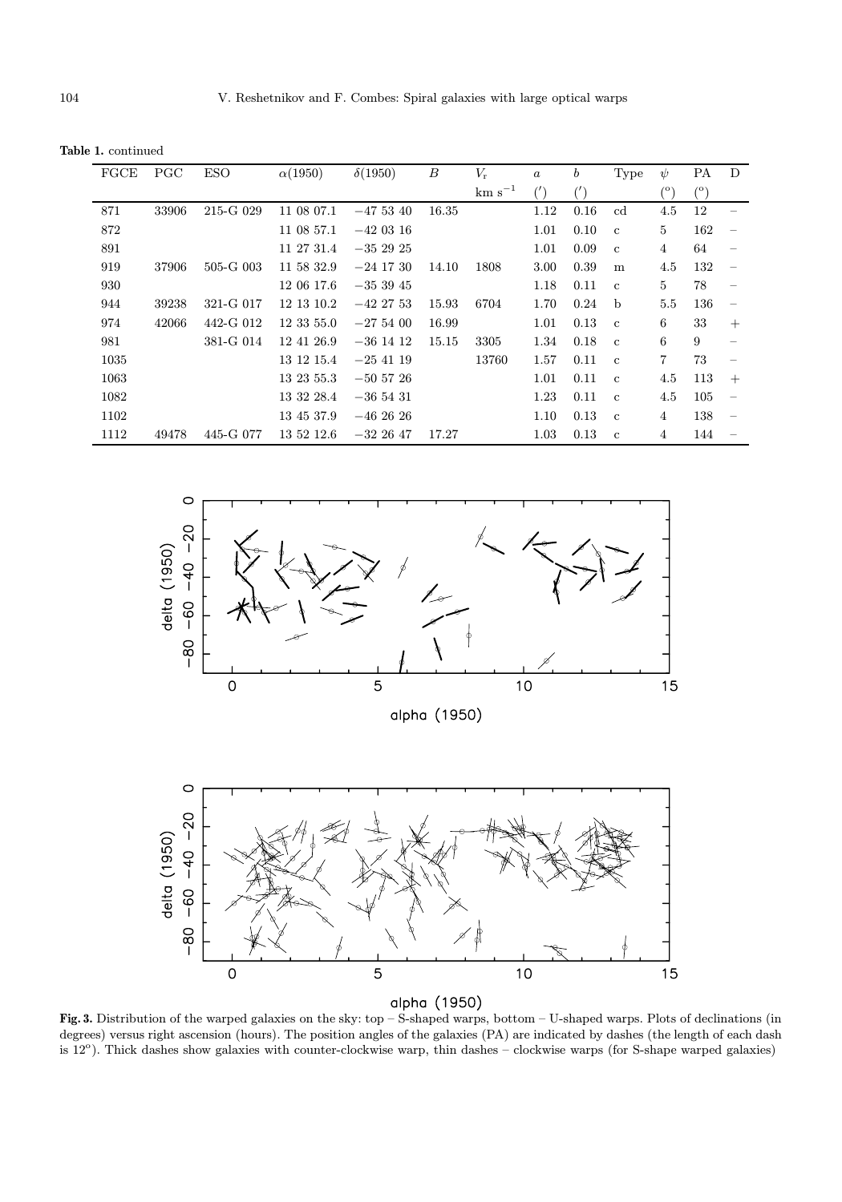**Table 1.** continued

| FGCE | PGC | ESO | $\alpha$(1950) | $\delta$(1950) | $B$ | $V_r$ | $a$ | $b$ | Type | $\psi$ | PA | D |
|---|---|---|---|---|---|---|---|---|---|---|---|---|
| | | | | | | km s$^{-1}$ | ($'$) | ($'$) | | ($^o$) | ($^o$) | |
| 871 | 33906 | 215-G 029 | 11 08 07.1 | −47 53 40 | 16.35 | | 1.12 | 0.16 | cd | 4.5 | 12 | − |
| 872 | | | 11 08 57.1 | −42 03 16 | | | 1.01 | 0.10 | c | 5 | 162 | − |
| 891 | | | 11 27 31.4 | −35 29 25 | | | 1.01 | 0.09 | c | 4 | 64 | − |
| 919 | 37906 | 505-G 003 | 11 58 32.9 | −24 17 30 | 14.10 | 1808 | 3.00 | 0.39 | m | 4.5 | 132 | − |
| 930 | | | 12 06 17.6 | −35 39 45 | | | 1.18 | 0.11 | c | 5 | 78 | − |
| 944 | 39238 | 321-G 017 | 12 13 10.2 | −42 27 53 | 15.93 | 6704 | 1.70 | 0.24 | b | 5.5 | 136 | − |
| 974 | 42066 | 442-G 012 | 12 33 55.0 | −27 54 00 | 16.99 | | 1.01 | 0.13 | c | 6 | 33 | + |
| 981 | | 381-G 014 | 12 41 26.9 | −36 14 12 | 15.15 | 3305 | 1.34 | 0.18 | c | 6 | 9 | − |
| 1035 | | | 13 12 15.4 | −25 41 19 | | 13760 | 1.57 | 0.11 | c | 7 | 73 | − |
| 1063 | | | 13 23 55.3 | −50 57 26 | | | 1.01 | 0.11 | c | 4.5 | 113 | + |
| 1082 | | | 13 32 28.4 | −36 54 31 | | | 1.23 | 0.11 | c | 4.5 | 105 | − |
| 1102 | | | 13 45 37.9 | −46 26 26 | | | 1.10 | 0.13 | c | 4 | 138 | − |
| 1112 | 49478 | 445-G 077 | 13 52 12.6 | −32 26 47 | 17.27 | | 1.03 | 0.13 | c | 4 | 144 | − |

delta (1950)
0 −20 −40 −60 −80
0 5 10 15
alpha (1950)

delta (1950)
0 −20 −40 −60 −80
0 5 10 15
alpha (1950)

**Fig. 3.** Distribution of the warped galaxies on the sky: top – S-shaped warps, bottom – U-shaped warps. Plots of declinations (in degrees) versus right ascension (hours). The position angles of the galaxies (PA) are indicated by dashes (the length of each dash is 12$^o$). Thick dashes show galaxies with counter-clockwise warp, thin dashes – clockwise warps (for S-shape warped galaxies)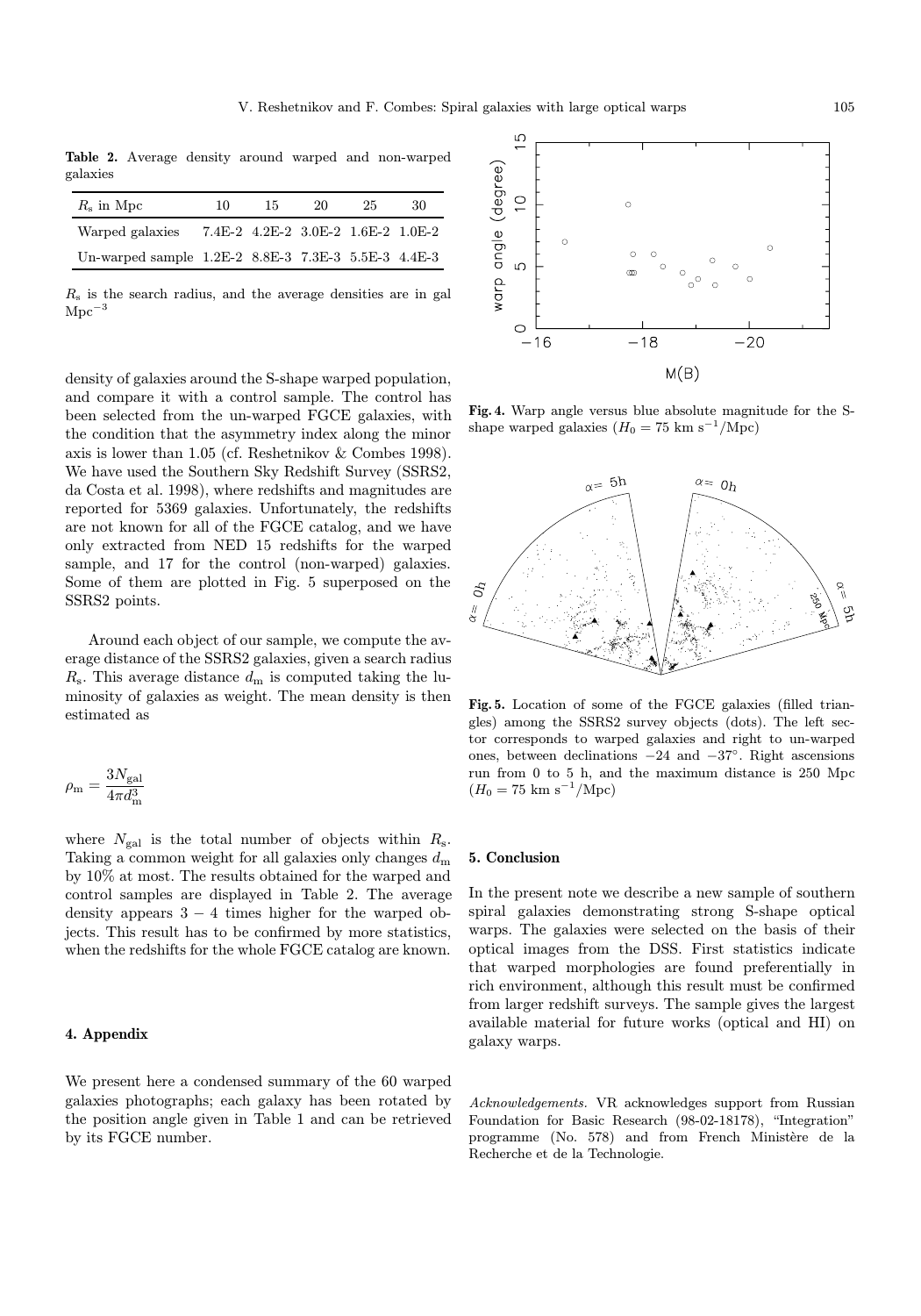**Table 2.** Average density around warped and non-warped galaxies

| $R_s$ in Mpc | 10 | 15 | 20 | 25 | 30 |
|---|---|---|---|---|---|
| Warped galaxies | 7.4E-2 | 4.2E-2 | 3.0E-2 | 1.6E-2 | 1.0E-2 |
| Un-warped sample | 1.2E-2 | 8.8E-3 | 7.3E-3 | 5.5E-3 | 4.4E-3 |

$R_s$ is the search radius, and the average densities are in gal $\mathrm{Mpc}^{-3}$

density of galaxies around the S-shape warped population, and compare it with a control sample. The control has been selected from the un-warped FGCE galaxies, with the condition that the asymmetry index along the minor axis is lower than 1.05 (cf. Reshetnikov & Combes 1998). We have used the Southern Sky Redshift Survey (SSRS2, da Costa et al. 1998), where redshifts and magnitudes are reported for 5369 galaxies. Unfortunately, the redshifts are not known for all of the FGCE catalog, and we have only extracted from NED 15 redshifts for the warped sample, and 17 for the control (non-warped) galaxies. Some of them are plotted in Fig. 5 superposed on the SSRS2 points.

Around each object of our sample, we compute the average distance of the SSRS2 galaxies, given a search radius $R_s$. This average distance $d_m$ is computed taking the luminosity of galaxies as weight. The mean density is then estimated as

$$\rho_m = \frac{3N_{\rm gal}}{4\pi d_m^3}$$

where $N_{\rm gal}$ is the total number of objects within $R_s$. Taking a common weight for all galaxies only changes $d_m$ by 10% at most. The results obtained for the warped and control samples are displayed in Table 2. The average density appears $3-4$ times higher for the warped objects. This result has to be confirmed by more statistics, when the redshifts for the whole FGCE catalog are known.

warp angle (degree)
0
5
10
15
−16
−18
−20
M(B)

**Fig. 4.** Warp angle versus blue absolute magnitude for the S-shape warped galaxies ($H_0 = 75$ km s$^{-1}$/Mpc)

α= 5h
α= 0h
α= 0h
α= 5h
250 Mpc

**Fig. 5.** Location of some of the FGCE galaxies (filled triangles) among the SSRS2 survey objects (dots). The left sector corresponds to warped galaxies and right to un-warped ones, between declinations −24 and −37°. Right ascensions run from 0 to 5 h, and the maximum distance is 250 Mpc ($H_0 = 75$ km s$^{-1}$/Mpc)

## 4. Appendix

We present here a condensed summary of the 60 warped galaxies photographs; each galaxy has been rotated by the position angle given in Table 1 and can be retrieved by its FGCE number.

## 5. Conclusion

In the present note we describe a new sample of southern spiral galaxies demonstrating strong S-shape optical warps. The galaxies were selected on the basis of their optical images from the DSS. First statistics indicate that warped morphologies are found preferentially in rich environment, although this result must be confirmed from larger redshift surveys. The sample gives the largest available material for future works (optical and HI) on galaxy warps.

*Acknowledgements.* VR acknowledges support from Russian Foundation for Basic Research (98-02-18178), "Integration" programme (No. 578) and from French Ministère de la Recherche et de la Technologie.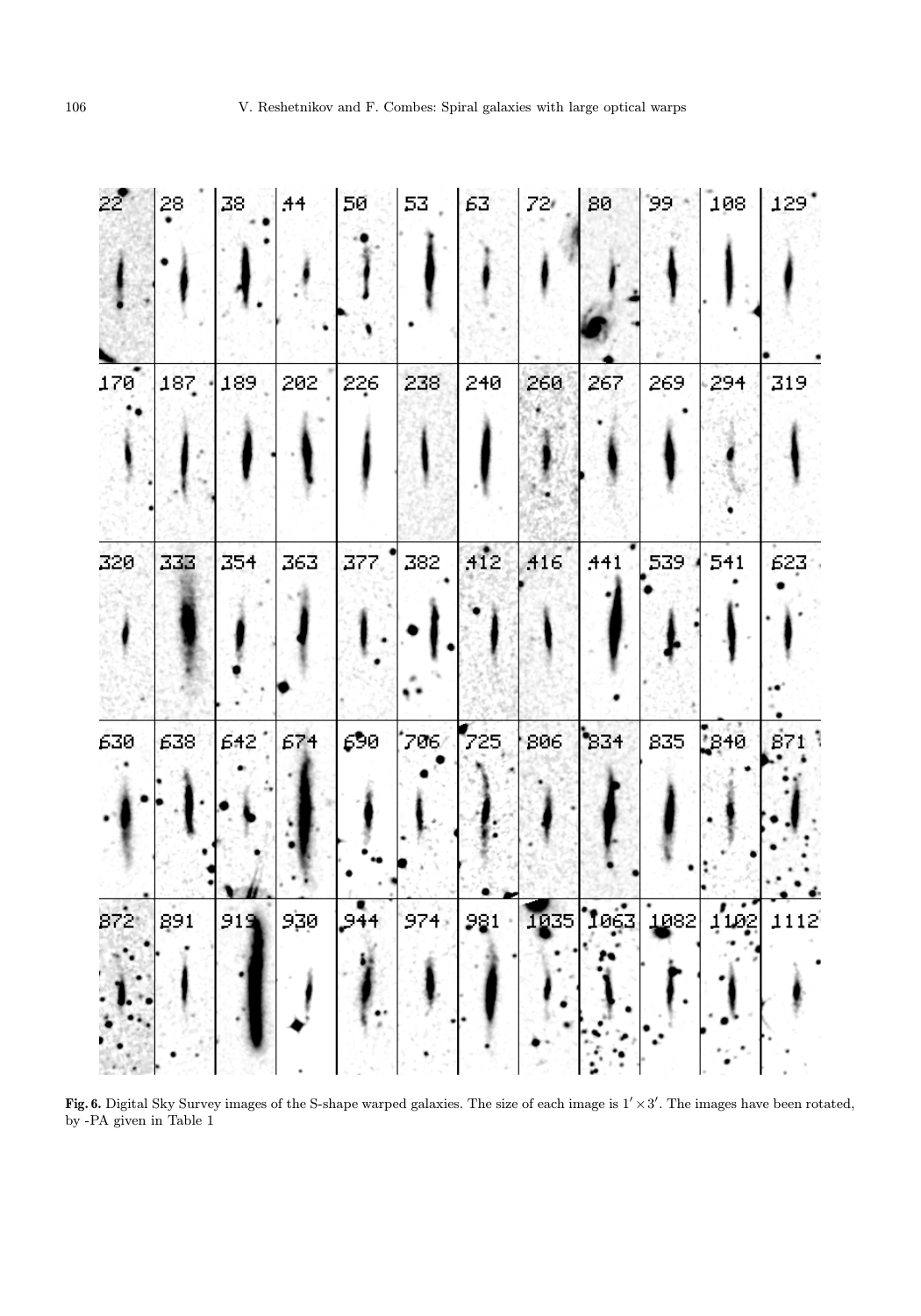22 28 38 44 50 53 63 72 80 99 108 129

170 187 189 202 226 238 240 260 267 269 294 319

320 333 354 363 377 382 412 416 441 539 541 623

630 638 642 674 690 706 725 806 834 835 840 871

872 891 919 930 944 974 981 1035 1063 1082 1102 1112

**Fig. 6.** Digital Sky Survey images of the S-shape warped galaxies. The size of each image is $1' \times 3'$. The images have been rotated, by -PA given in Table 1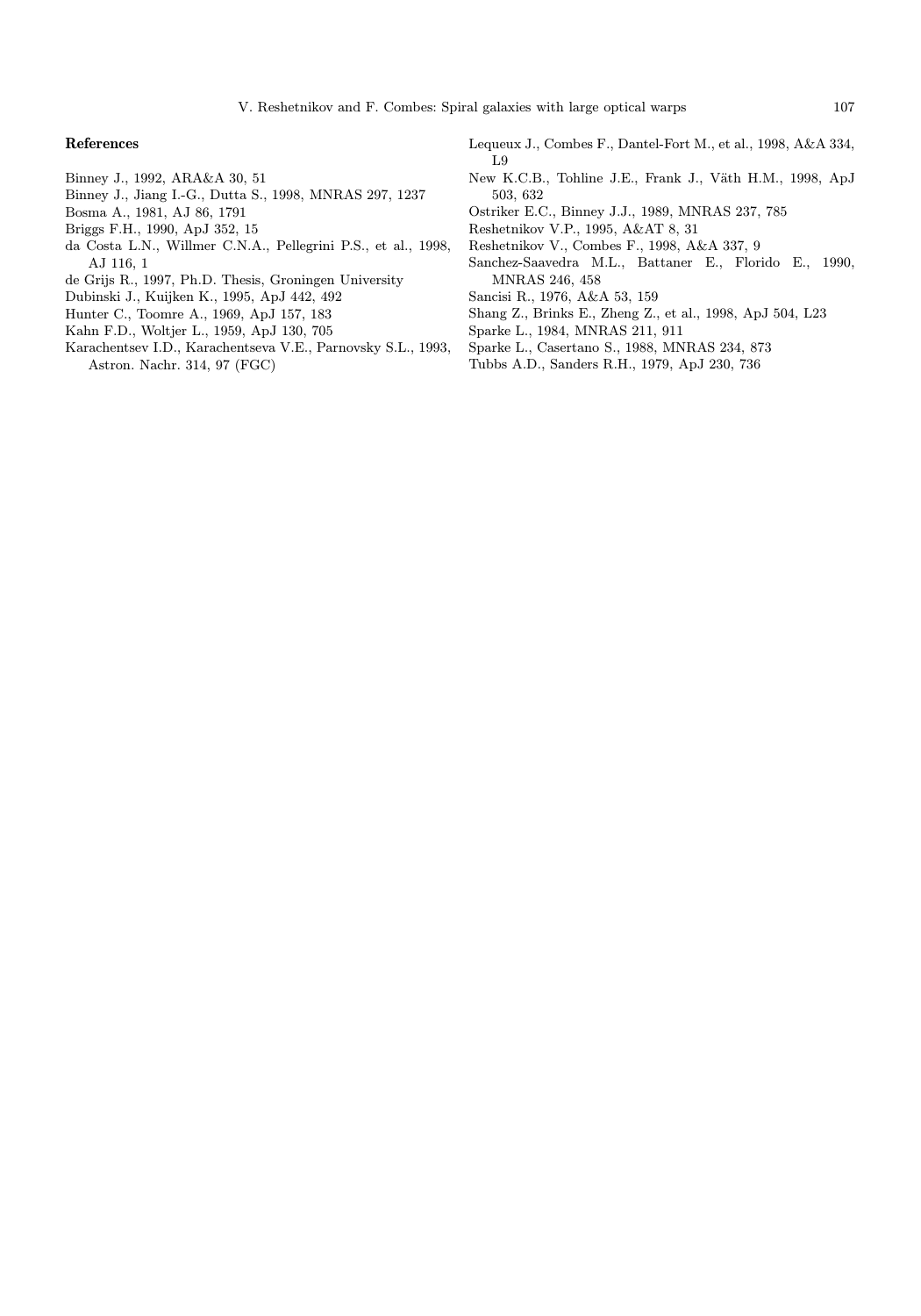## References

Binney J., 1992, ARA&A 30, 51

Binney J., Jiang I.-G., Dutta S., 1998, MNRAS 297, 1237

Bosma A., 1981, AJ 86, 1791

Briggs F.H., 1990, ApJ 352, 15

da Costa L.N., Willmer C.N.A., Pellegrini P.S., et al., 1998, AJ 116, 1

de Grijs R., 1997, Ph.D. Thesis, Groningen University

Dubinski J., Kuijken K., 1995, ApJ 442, 492

Hunter C., Toomre A., 1969, ApJ 157, 183

Kahn F.D., Woltjer L., 1959, ApJ 130, 705

Karachentsev I.D., Karachentseva V.E., Parnovsky S.L., 1993, Astron. Nachr. 314, 97 (FGC)

Lequeux J., Combes F., Dantel-Fort M., et al., 1998, A&A 334, L9

New K.C.B., Tohline J.E., Frank J., Väth H.M., 1998, ApJ 503, 632

Ostriker E.C., Binney J.J., 1989, MNRAS 237, 785

Reshetnikov V.P., 1995, A&AT 8, 31

Reshetnikov V., Combes F., 1998, A&A 337, 9

Sanchez-Saavedra M.L., Battaner E., Florido E., 1990, MNRAS 246, 458

Sancisi R., 1976, A&A 53, 159

Shang Z., Brinks E., Zheng Z., et al., 1998, ApJ 504, L23

Sparke L., 1984, MNRAS 211, 911

Sparke L., Casertano S., 1988, MNRAS 234, 873

Tubbs A.D., Sanders R.H., 1979, ApJ 230, 736